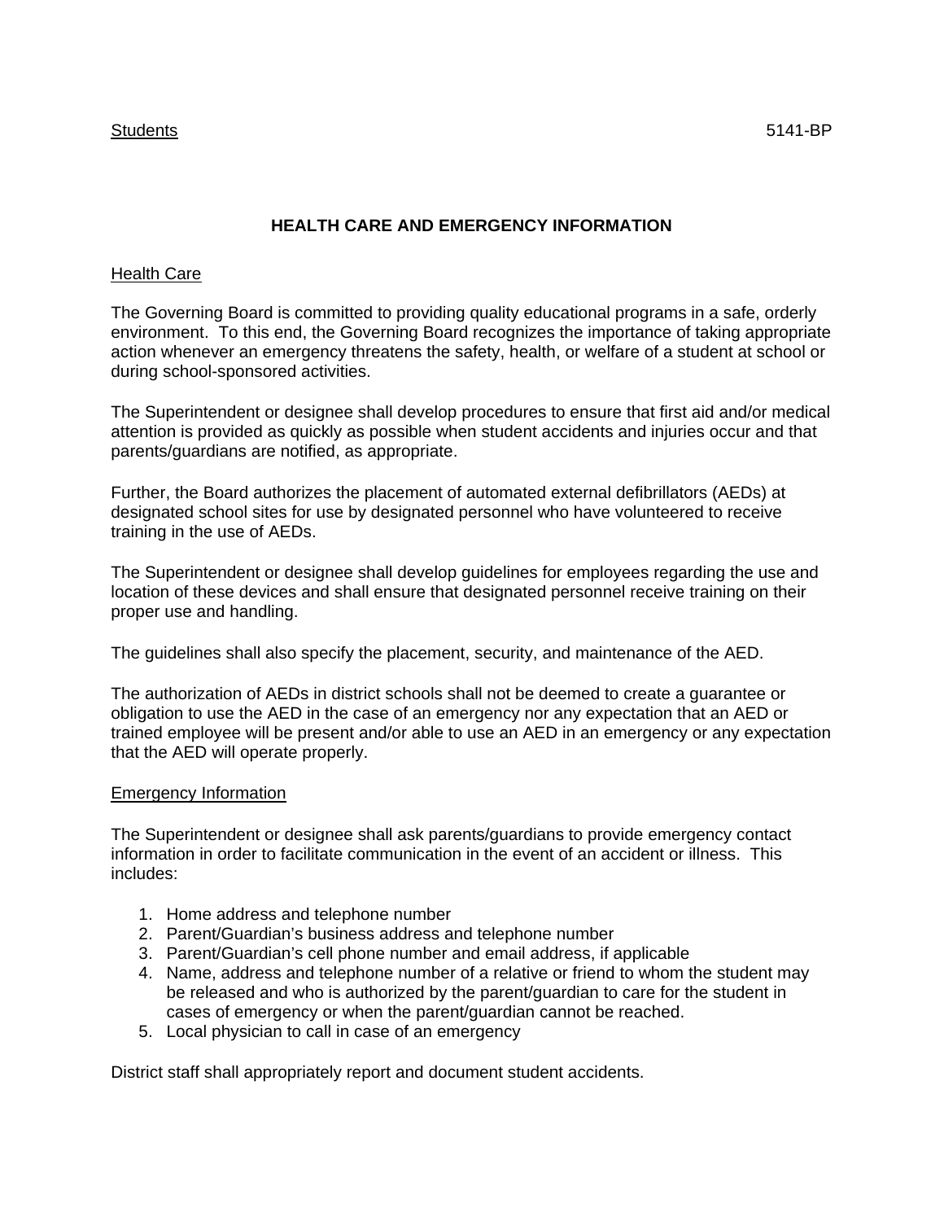Students 5141-BP

# HEALTH CARE AND EMERGENCY INFORMATION

## Health Care

The Governing Board is committed to providing quality educational programs in a safe, orderly environment. To this end, the Governing Board recognizes the importance of taking appropriate action whenever an emergency threatens the safety, health, or welfare of a student at school or during school-sponsored activities.

The Superintendent or designee shall develop procedures to ensure that first aid and/or medical attention is provided as quickly as possible when student accidents and injuries occur and that parents/guardians are notified, as appropriate.

Further, the Board authorizes the placement of automated external defibrillators (AEDs) at designated school sites for use by designated personnel who have volunteered to receive training in the use of AEDs.

The Superintendent or designee shall develop guidelines for employees regarding the use and location of these devices and shall ensure that designated personnel receive training on their proper use and handling.

The guidelines shall also specify the placement, security, and maintenance of the AED.

The authorization of AEDs in district schools shall not be deemed to create a guarantee or obligation to use the AED in the case of an emergency nor any expectation that an AED or trained employee will be present and/or able to use an AED in an emergency or any expectation that the AED will operate properly.

## Emergency Information

The Superintendent or designee shall ask parents/guardians to provide emergency contact information in order to facilitate communication in the event of an accident or illness. This includes:

1. Home address and telephone number
2. Parent/Guardian's business address and telephone number
3. Parent/Guardian's cell phone number and email address, if applicable
4. Name, address and telephone number of a relative or friend to whom the student may be released and who is authorized by the parent/guardian to care for the student in cases of emergency or when the parent/guardian cannot be reached.
5. Local physician to call in case of an emergency

District staff shall appropriately report and document student accidents.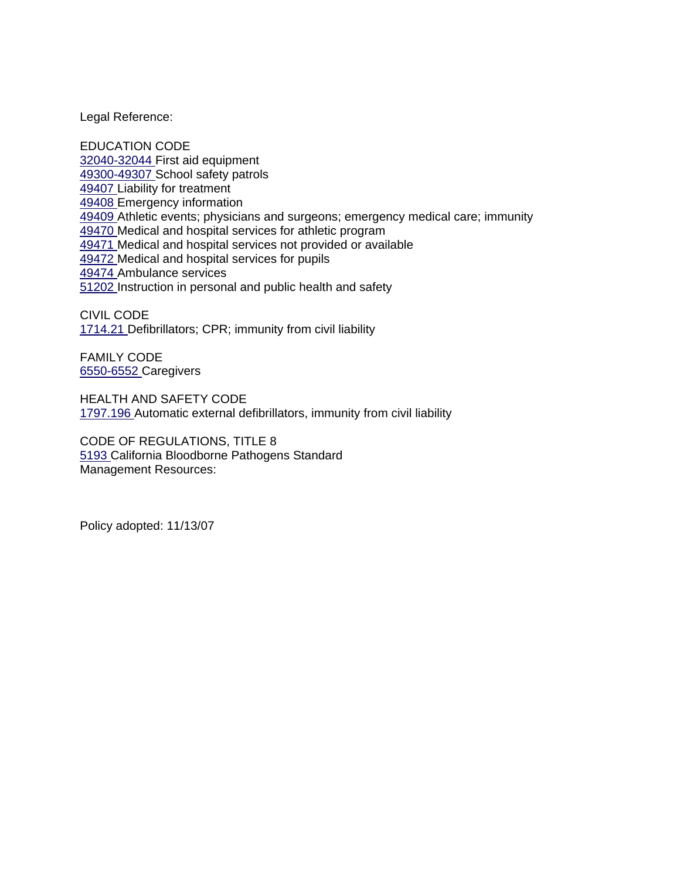Legal Reference:

EDUCATION CODE
32040-32044 First aid equipment
49300-49307 School safety patrols
49407 Liability for treatment
49408 Emergency information
49409 Athletic events; physicians and surgeons; emergency medical care; immunity
49470 Medical and hospital services for athletic program
49471 Medical and hospital services not provided or available
49472 Medical and hospital services for pupils
49474 Ambulance services
51202 Instruction in personal and public health and safety

CIVIL CODE
1714.21 Defibrillators; CPR; immunity from civil liability

FAMILY CODE
6550-6552 Caregivers

HEALTH AND SAFETY CODE
1797.196 Automatic external defibrillators, immunity from civil liability

CODE OF REGULATIONS, TITLE 8
5193 California Bloodborne Pathogens Standard
Management Resources:

Policy adopted: 11/13/07